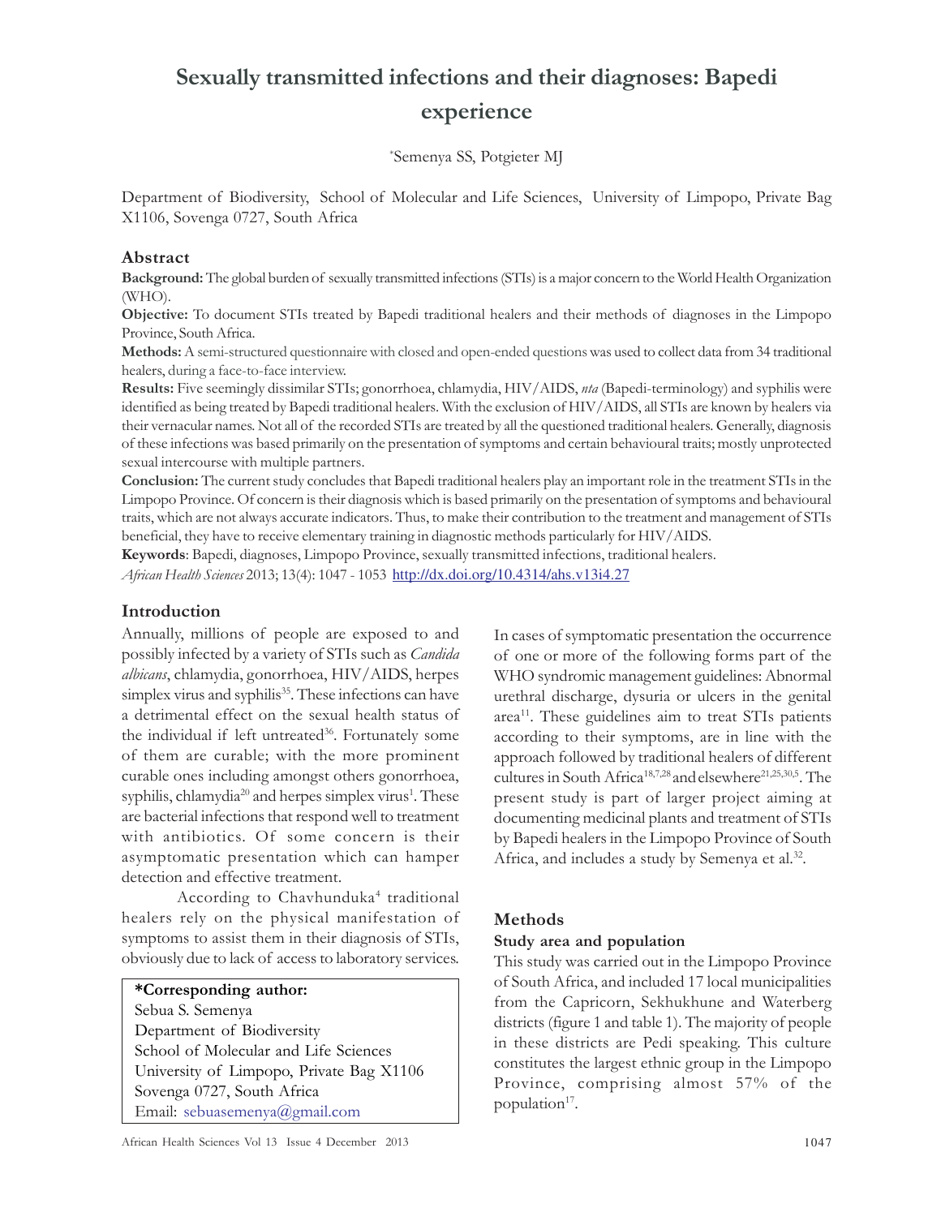# Sexually transmitted infections and their diagnoses: Bapedi experience

*Semenya SS, Potgieter MJ

Department of Biodiversity, School of Molecular and Life Sciences, University of Limpopo, Private Bag X1106, Sovenga 0727, South Africa

## Abstract

**Background:** The global burden of sexually transmitted infections (STIs) is a major concern to the World Health Organization (WHO).

**Objective:** To document STIs treated by Bapedi traditional healers and their methods of diagnoses in the Limpopo Province, South Africa.

**Methods:** A semi-structured questionnaire with closed and open-ended questions was used to collect data from 34 traditional healers, during a face-to-face interview.

**Results:** Five seemingly dissimilar STIs; gonorrhoea, chlamydia, HIV/AIDS, *nta* (Bapedi-terminology) and syphilis were identified as being treated by Bapedi traditional healers. With the exclusion of HIV/AIDS, all STIs are known by healers via their vernacular names. Not all of the recorded STIs are treated by all the questioned traditional healers. Generally, diagnosis of these infections was based primarily on the presentation of symptoms and certain behavioural traits; mostly unprotected sexual intercourse with multiple partners.

**Conclusion:** The current study concludes that Bapedi traditional healers play an important role in the treatment STIs in the Limpopo Province. Of concern is their diagnosis which is based primarily on the presentation of symptoms and behavioural traits, which are not always accurate indicators. Thus, to make their contribution to the treatment and management of STIs beneficial, they have to receive elementary training in diagnostic methods particularly for HIV/AIDS.

**Keywords**: Bapedi, diagnoses, Limpopo Province, sexually transmitted infections, traditional healers.

*African Health Sciences* 2013; 13(4): 1047 - 1053 http://dx.doi.org/10.4314/ahs.v13i4.27

## Introduction

Annually, millions of people are exposed to and possibly infected by a variety of STIs such as *Candida albicans*, chlamydia, gonorrhoea, HIV/AIDS, herpes simplex virus and syphilis[35]. These infections can have a detrimental effect on the sexual health status of the individual if left untreated[36]. Fortunately some of them are curable; with the more prominent curable ones including amongst others gonorrhoea, syphilis, chlamydia[20] and herpes simplex virus[1]. These are bacterial infections that respond well to treatment with antibiotics. Of some concern is their asymptomatic presentation which can hamper detection and effective treatment.

According to Chavhunduka[4] traditional healers rely on the physical manifestation of symptoms to assist them in their diagnosis of STIs, obviously due to lack of access to laboratory services.

**\*Corresponding author:**
Sebua S. Semenya
Department of Biodiversity
School of Molecular and Life Sciences
University of Limpopo, Private Bag X1106
Sovenga 0727, South Africa
Email: sebuasemenya@gmail.com

In cases of symptomatic presentation the occurrence of one or more of the following forms part of the WHO syndromic management guidelines: Abnormal urethral discharge, dysuria or ulcers in the genital area[11]. These guidelines aim to treat STIs patients according to their symptoms, are in line with the approach followed by traditional healers of different cultures in South Africa[18,7,28] and elsewhere[21,25,30,5]. The present study is part of larger project aiming at documenting medicinal plants and treatment of STIs by Bapedi healers in the Limpopo Province of South Africa, and includes a study by Semenya et al.[32].

## Methods

### Study area and population

This study was carried out in the Limpopo Province of South Africa, and included 17 local municipalities from the Capricorn, Sekhukhune and Waterberg districts (figure 1 and table 1). The majority of people in these districts are Pedi speaking. This culture constitutes the largest ethnic group in the Limpopo Province, comprising almost 57% of the population[17].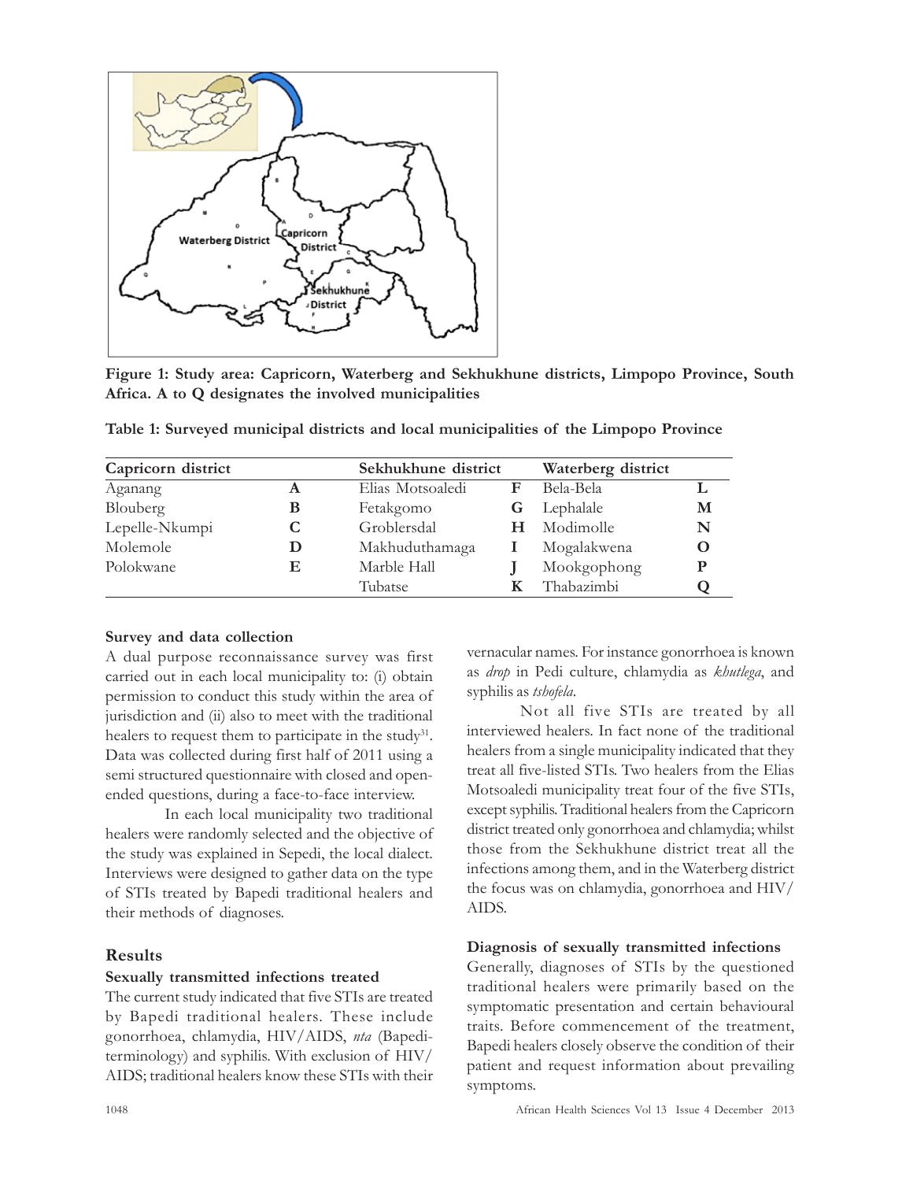Figure 1: Study area: Capricorn, Waterberg and Sekhukhune districts, Limpopo Province, South Africa. A to Q designates the involved municipalities

**Table 1: Surveyed municipal districts and local municipalities of the Limpopo Province**

| Capricorn district | | Sekhukhune district | | Waterberg district | |
|---|---|---|---|---|---|
| Aganang | **A** | Elias Motsoaledi | **F** | Bela-Bela | **L** |
| Blouberg | **B** | Fetakgomo | **G** | Lephalale | **M** |
| Lepelle-Nkumpi | **C** | Groblersdal | **H** | Modimolle | **N** |
| Molemole | **D** | Makhuduthamaga | **I** | Mogalakwena | **O** |
| Polokwane | **E** | Marble Hall | **J** | Mookgophong | **P** |
| | | Tubatse | **K** | Thabazimbi | **Q** |

### Survey and data collection

A dual purpose reconnaissance survey was first carried out in each local municipality to: (i) obtain permission to conduct this study within the area of jurisdiction and (ii) also to meet with the traditional healers to request them to participate in the study[31]. Data was collected during first half of 2011 using a semi structured questionnaire with closed and open-ended questions, during a face-to-face interview.

In each local municipality two traditional healers were randomly selected and the objective of the study was explained in Sepedi, the local dialect. Interviews were designed to gather data on the type of STIs treated by Bapedi traditional healers and their methods of diagnoses.

## Results

### Sexually transmitted infections treated

The current study indicated that five STIs are treated by Bapedi traditional healers. These include gonorrhoea, chlamydia, HIV/AIDS, *nta* (Bapedi-terminology) and syphilis. With exclusion of HIV/AIDS; traditional healers know these STIs with their vernacular names. For instance gonorrhoea is known as *drop* in Pedi culture, chlamydia as *khutlega*, and syphilis as *tshofela*.

Not all five STIs are treated by all interviewed healers. In fact none of the traditional healers from a single municipality indicated that they treat all five-listed STIs. Two healers from the Elias Motsoaledi municipality treat four of the five STIs, except syphilis. Traditional healers from the Capricorn district treated only gonorrhoea and chlamydia; whilst those from the Sekhukhune district treat all the infections among them, and in the Waterberg district the focus was on chlamydia, gonorrhoea and HIV/AIDS.

### Diagnosis of sexually transmitted infections

Generally, diagnoses of STIs by the questioned traditional healers were primarily based on the symptomatic presentation and certain behavioural traits. Before commencement of the treatment, Bapedi healers closely observe the condition of their patient and request information about prevailing symptoms.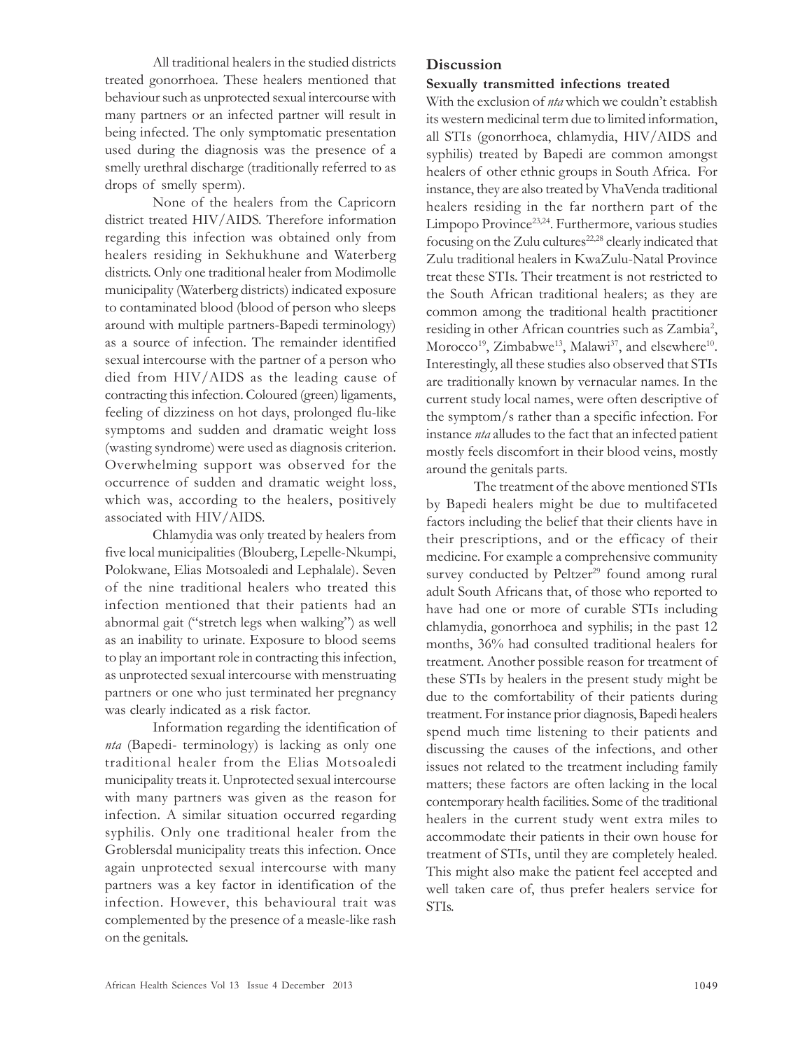All traditional healers in the studied districts treated gonorrhoea. These healers mentioned that behaviour such as unprotected sexual intercourse with many partners or an infected partner will result in being infected. The only symptomatic presentation used during the diagnosis was the presence of a smelly urethral discharge (traditionally referred to as drops of smelly sperm).

None of the healers from the Capricorn district treated HIV/AIDS. Therefore information regarding this infection was obtained only from healers residing in Sekhukhune and Waterberg districts. Only one traditional healer from Modimolle municipality (Waterberg districts) indicated exposure to contaminated blood (blood of person who sleeps around with multiple partners-Bapedi terminology) as a source of infection. The remainder identified sexual intercourse with the partner of a person who died from HIV/AIDS as the leading cause of contracting this infection. Coloured (green) ligaments, feeling of dizziness on hot days, prolonged flu-like symptoms and sudden and dramatic weight loss (wasting syndrome) were used as diagnosis criterion. Overwhelming support was observed for the occurrence of sudden and dramatic weight loss, which was, according to the healers, positively associated with HIV/AIDS.

Chlamydia was only treated by healers from five local municipalities (Blouberg, Lepelle-Nkumpi, Polokwane, Elias Motsoaledi and Lephalale). Seven of the nine traditional healers who treated this infection mentioned that their patients had an abnormal gait ("stretch legs when walking") as well as an inability to urinate. Exposure to blood seems to play an important role in contracting this infection, as unprotected sexual intercourse with menstruating partners or one who just terminated her pregnancy was clearly indicated as a risk factor.

Information regarding the identification of *nta* (Bapedi- terminology) is lacking as only one traditional healer from the Elias Motsoaledi municipality treats it. Unprotected sexual intercourse with many partners was given as the reason for infection. A similar situation occurred regarding syphilis. Only one traditional healer from the Groblersdal municipality treats this infection. Once again unprotected sexual intercourse with many partners was a key factor in identification of the infection. However, this behavioural trait was complemented by the presence of a measle-like rash on the genitals.

## Discussion

### Sexually transmitted infections treated

With the exclusion of *nta* which we couldn't establish its western medicinal term due to limited information, all STIs (gonorrhoea, chlamydia, HIV/AIDS and syphilis) treated by Bapedi are common amongst healers of other ethnic groups in South Africa. For instance, they are also treated by VhaVenda traditional healers residing in the far northern part of the Limpopo Province[23,24]. Furthermore, various studies focusing on the Zulu cultures[22,28] clearly indicated that Zulu traditional healers in KwaZulu-Natal Province treat these STIs. Their treatment is not restricted to the South African traditional healers; as they are common among the traditional health practitioner residing in other African countries such as Zambia[2], Morocco[19], Zimbabwe[13], Malawi[37], and elsewhere[10]. Interestingly, all these studies also observed that STIs are traditionally known by vernacular names. In the current study local names, were often descriptive of the symptom/s rather than a specific infection. For instance *nta* alludes to the fact that an infected patient mostly feels discomfort in their blood veins, mostly around the genitals parts.

The treatment of the above mentioned STIs by Bapedi healers might be due to multifaceted factors including the belief that their clients have in their prescriptions, and or the efficacy of their medicine. For example a comprehensive community survey conducted by Peltzer[29] found among rural adult South Africans that, of those who reported to have had one or more of curable STIs including chlamydia, gonorrhoea and syphilis; in the past 12 months, 36% had consulted traditional healers for treatment. Another possible reason for treatment of these STIs by healers in the present study might be due to the comfortability of their patients during treatment. For instance prior diagnosis, Bapedi healers spend much time listening to their patients and discussing the causes of the infections, and other issues not related to the treatment including family matters; these factors are often lacking in the local contemporary health facilities. Some of the traditional healers in the current study went extra miles to accommodate their patients in their own house for treatment of STIs, until they are completely healed. This might also make the patient feel accepted and well taken care of, thus prefer healers service for STIs.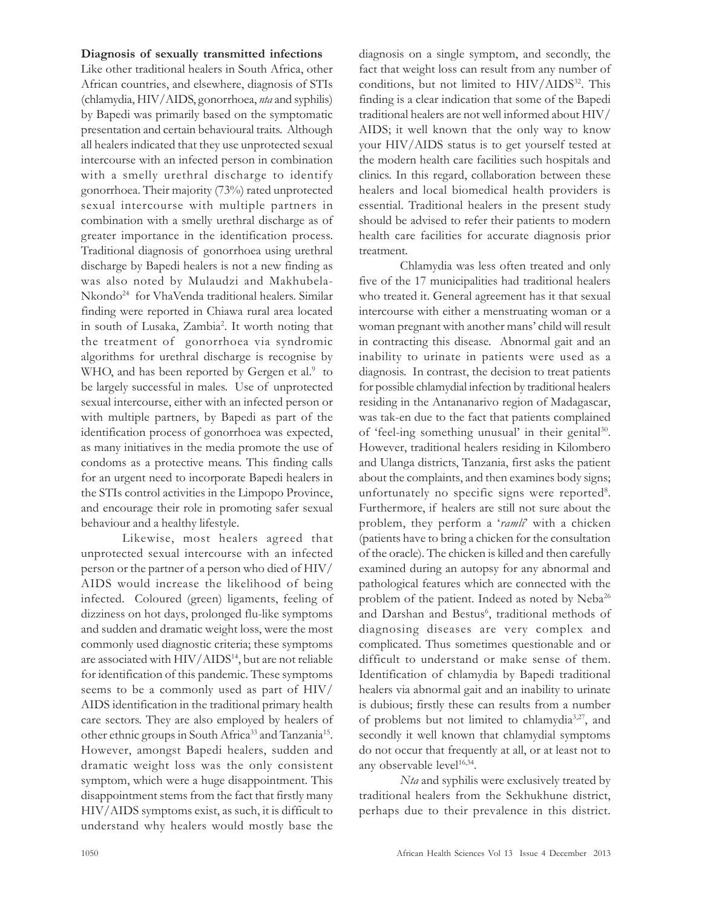**Diagnosis of sexually transmitted infections**

Like other traditional healers in South Africa, other African countries, and elsewhere, diagnosis of STIs (chlamydia, HIV/AIDS, gonorrhoea, *nta* and syphilis) by Bapedi was primarily based on the symptomatic presentation and certain behavioural traits. Although all healers indicated that they use unprotected sexual intercourse with an infected person in combination with a smelly urethral discharge to identify gonorrhoea. Their majority (73%) rated unprotected sexual intercourse with multiple partners in combination with a smelly urethral discharge as of greater importance in the identification process. Traditional diagnosis of gonorrhoea using urethral discharge by Bapedi healers is not a new finding as was also noted by Mulaudzi and Makhubela-Nkondo[24] for VhaVenda traditional healers. Similar finding were reported in Chiawa rural area located in south of Lusaka, Zambia[2]. It worth noting that the treatment of gonorrhoea via syndromic algorithms for urethral discharge is recognise by WHO, and has been reported by Gergen et al.[9] to be largely successful in males. Use of unprotected sexual intercourse, either with an infected person or with multiple partners, by Bapedi as part of the identification process of gonorrhoea was expected, as many initiatives in the media promote the use of condoms as a protective means. This finding calls for an urgent need to incorporate Bapedi healers in the STIs control activities in the Limpopo Province, and encourage their role in promoting safer sexual behaviour and a healthy lifestyle.

Likewise, most healers agreed that unprotected sexual intercourse with an infected person or the partner of a person who died of HIV/AIDS would increase the likelihood of being infected. Coloured (green) ligaments, feeling of dizziness on hot days, prolonged flu-like symptoms and sudden and dramatic weight loss, were the most commonly used diagnostic criteria; these symptoms are associated with HIV/AIDS[14], but are not reliable for identification of this pandemic. These symptoms seems to be a commonly used as part of HIV/AIDS identification in the traditional primary health care sectors. They are also employed by healers of other ethnic groups in South Africa[33] and Tanzania[15]. However, amongst Bapedi healers, sudden and dramatic weight loss was the only consistent symptom, which were a huge disappointment. This disappointment stems from the fact that firstly many HIV/AIDS symptoms exist, as such, it is difficult to understand why healers would mostly base the diagnosis on a single symptom, and secondly, the fact that weight loss can result from any number of conditions, but not limited to HIV/AIDS[32]. This finding is a clear indication that some of the Bapedi traditional healers are not well informed about HIV/AIDS; it well known that the only way to know your HIV/AIDS status is to get yourself tested at the modern health care facilities such hospitals and clinics. In this regard, collaboration between these healers and local biomedical health providers is essential. Traditional healers in the present study should be advised to refer their patients to modern health care facilities for accurate diagnosis prior treatment.

Chlamydia was less often treated and only five of the 17 municipalities had traditional healers who treated it. General agreement has it that sexual intercourse with either a menstruating woman or a woman pregnant with another mans' child will result in contracting this disease. Abnormal gait and an inability to urinate in patients were used as a diagnosis. In contrast, the decision to treat patients for possible chlamydial infection by traditional healers residing in the Antananarivo region of Madagascar, was tak-en due to the fact that patients complained of 'feel-ing something unusual' in their genital[30]. However, traditional healers residing in Kilombero and Ulanga districts, Tanzania, first asks the patient about the complaints, and then examines body signs; unfortunately no specific signs were reported[8]. Furthermore, if healers are still not sure about the problem, they perform a '*ramli*' with a chicken (patients have to bring a chicken for the consultation of the oracle). The chicken is killed and then carefully examined during an autopsy for any abnormal and pathological features which are connected with the problem of the patient. Indeed as noted by Neba[26] and Darshan and Bestus[6], traditional methods of diagnosing diseases are very complex and complicated. Thus sometimes questionable and or difficult to understand or make sense of them. Identification of chlamydia by Bapedi traditional healers via abnormal gait and an inability to urinate is dubious; firstly these can results from a number of problems but not limited to chlamydia[3,27], and secondly it well known that chlamydial symptoms do not occur that frequently at all, or at least not to any observable level[16,34].

*Nta* and syphilis were exclusively treated by traditional healers from the Sekhukhune district, perhaps due to their prevalence in this district.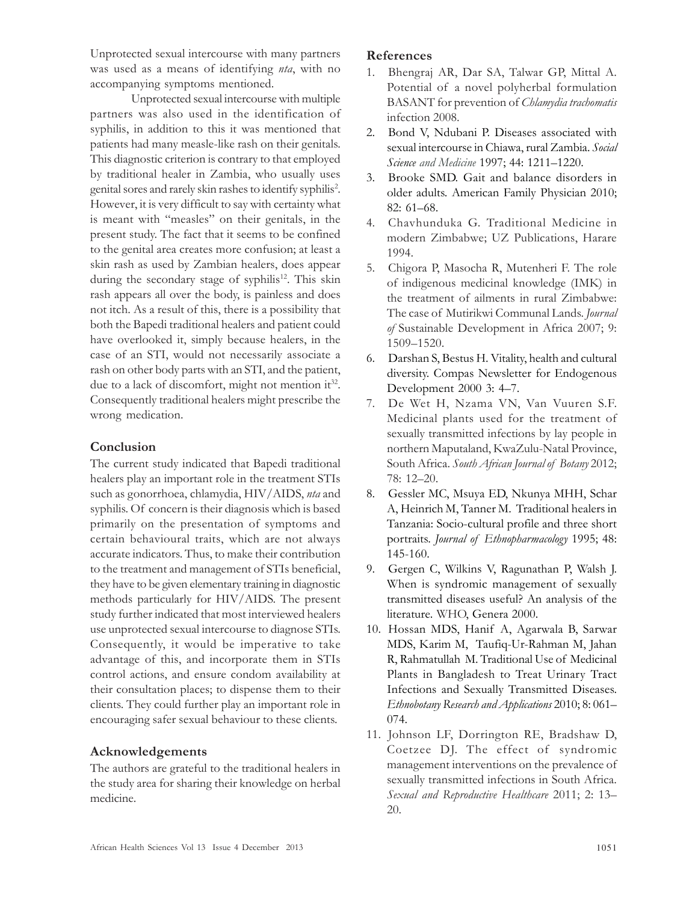Unprotected sexual intercourse with many partners was used as a means of identifying *nta*, with no accompanying symptoms mentioned.

Unprotected sexual intercourse with multiple partners was also used in the identification of syphilis, in addition to this it was mentioned that patients had many measle-like rash on their genitals. This diagnostic criterion is contrary to that employed by traditional healer in Zambia, who usually uses genital sores and rarely skin rashes to identify syphilis[2]. However, it is very difficult to say with certainty what is meant with "measles" on their genitals, in the present study. The fact that it seems to be confined to the genital area creates more confusion; at least a skin rash as used by Zambian healers, does appear during the secondary stage of syphilis[12]. This skin rash appears all over the body, is painless and does not itch. As a result of this, there is a possibility that both the Bapedi traditional healers and patient could have overlooked it, simply because healers, in the case of an STI, would not necessarily associate a rash on other body parts with an STI, and the patient, due to a lack of discomfort, might not mention it[32]. Consequently traditional healers might prescribe the wrong medication.

## Conclusion

The current study indicated that Bapedi traditional healers play an important role in the treatment STIs such as gonorrhoea, chlamydia, HIV/AIDS, *nta* and syphilis. Of concern is their diagnosis which is based primarily on the presentation of symptoms and certain behavioural traits, which are not always accurate indicators. Thus, to make their contribution to the treatment and management of STIs beneficial, they have to be given elementary training in diagnostic methods particularly for HIV/AIDS. The present study further indicated that most interviewed healers use unprotected sexual intercourse to diagnose STIs. Consequently, it would be imperative to take advantage of this, and incorporate them in STIs control actions, and ensure condom availability at their consultation places; to dispense them to their clients. They could further play an important role in encouraging safer sexual behaviour to these clients.

## Acknowledgements

The authors are grateful to the traditional healers in the study area for sharing their knowledge on herbal medicine.

## References

1. Bhengraj AR, Dar SA, Talwar GP, Mittal A. Potential of a novel polyherbal formulation BASANT for prevention of *Chlamydia trachomatis* infection 2008.
2. Bond V, Ndubani P. Diseases associated with sexual intercourse in Chiawa, rural Zambia. *Social Science and Medicine* 1997; 44: 1211–1220.
3. Brooke SMD. Gait and balance disorders in older adults. American Family Physician 2010; 82: 61–68.
4. Chavhunduka G. Traditional Medicine in modern Zimbabwe; UZ Publications, Harare 1994.
5. Chigora P, Masocha R, Mutenheri F. The role of indigenous medicinal knowledge (IMK) in the treatment of ailments in rural Zimbabwe: The case of Mutirikwi Communal Lands. *Journal of* Sustainable Development in Africa 2007; 9: 1509–1520.
6. Darshan S, Bestus H. Vitality, health and cultural diversity. Compas Newsletter for Endogenous Development 2000 3: 4–7.
7. De Wet H, Nzama VN, Van Vuuren S.F. Medicinal plants used for the treatment of sexually transmitted infections by lay people in northern Maputaland, KwaZulu-Natal Province, South Africa. *South African Journal of Botany* 2012; 78: 12–20.
8. Gessler MC, Msuya ED, Nkunya MHH, Schar A, Heinrich M, Tanner M. Traditional healers in Tanzania: Socio-cultural profile and three short portraits. *Journal of Ethnopharmacology* 1995; 48: 145-160.
9. Gergen C, Wilkins V, Ragunathan P, Walsh J. When is syndromic management of sexually transmitted diseases useful? An analysis of the literature. WHO, Genera 2000.
10. Hossan MDS, Hanif A, Agarwala B, Sarwar MDS, Karim M, Taufiq-Ur-Rahman M, Jahan R, Rahmatullah M. Traditional Use of Medicinal Plants in Bangladesh to Treat Urinary Tract Infections and Sexually Transmitted Diseases. *Ethnobotany Research and Applications* 2010; 8: 061–074.
11. Johnson LF, Dorrington RE, Bradshaw D, Coetzee DJ. The effect of syndromic management interventions on the prevalence of sexually transmitted infections in South Africa. *Sexual and Reproductive Healthcare* 2011; 2: 13–20.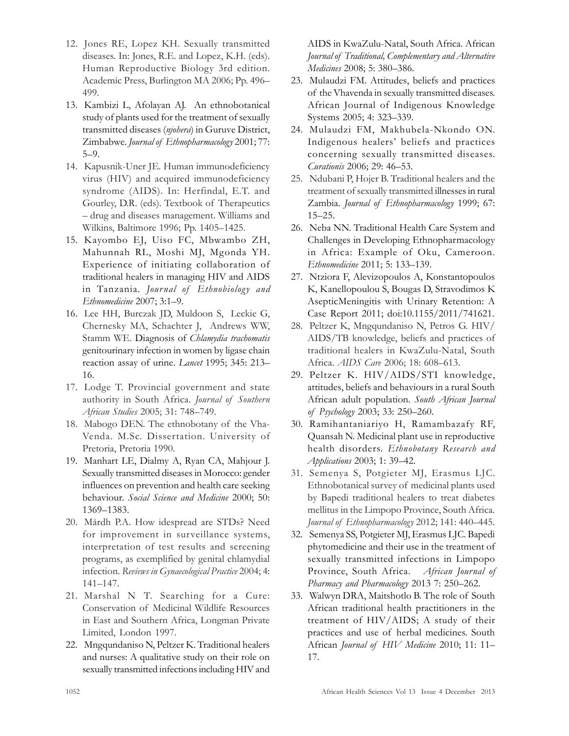12. Jones RE, Lopez KH. Sexually transmitted diseases. In: Jones, R.E. and Lopez, K.H. (eds). Human Reproductive Biology 3rd edition. Academic Press, Burlington MA 2006; Pp. 496–499.
13. Kambizi L, Afolayan AJ. An ethnobotanical study of plants used for the treatment of sexually transmitted diseases (*njohera*) in Guruve District, Zimbabwe. *Journal of Ethnopharmacology* 2001; 77: 5–9.
14. Kapusnik-Uner JE. Human immunodeficiency virus (HIV) and acquired immunodeficiency syndrome (AIDS). In: Herfindal, E.T. and Gourley, D.R. (eds). Textbook of Therapeutics – drug and diseases management. Williams and Wilkins, Baltimore 1996; Pp. 1405–1425.
15. Kayombo EJ, Uiso FC, Mbwambo ZH, Mahunnah RL, Moshi MJ, Mgonda YH. Experience of initiating collaboration of traditional healers in managing HIV and AIDS in Tanzania. *Journal of Ethnobiology and Ethnomedicine* 2007; 3:1–9.
16. Lee HH, Burczak JD, Muldoon S, Leckie G, Chernesky MA, Schachter J, Andrews WW, Stamm WE. Diagnosis of *Chlamydia trachomatis* genitourinary infection in women by ligase chain reaction assay of urine. *Lancet* 1995; 345: 213–16.
17. Lodge T. Provincial government and state authority in South Africa. *Journal of Southern African Studies* 2005; 31: 748–749.
18. Mabogo DEN. The ethnobotany of the Vha-Venda. M.Sc. Dissertation. University of Pretoria, Pretoria 1990.
19. Manhart LE, Dialmy A, Ryan CA, Mahjour J. Sexually transmitted diseases in Morocco: gender influences on prevention and health care seeking behaviour. *Social Science and Medicine* 2000; 50: 1369–1383.
20. Mårdh P.A. How idespread are STDs? Need for improvement in surveillance systems, interpretation of test results and screening programs, as exemplified by genital chlamydial infection. *Reviews in Gynaecological Practice* 2004; 4: 141–147.
21. Marshal N T. Searching for a Cure: Conservation of Medicinal Wildlife Resources in East and Southern Africa, Longman Private Limited, London 1997.
22. Mngqundaniso N, Peltzer K. Traditional healers and nurses: A qualitative study on their role on sexually transmitted infections including HIV and AIDS in KwaZulu-Natal, South Africa. African *Journal of Traditional, Complementary and Alternative Medicines* 2008; 5: 380–386.
23. Mulaudzi FM. Attitudes, beliefs and practices of the Vhavenda in sexually transmitted diseases. African Journal of Indigenous Knowledge Systems 2005; 4: 323–339.
24. Mulaudzi FM, Makhubela-Nkondo ON. Indigenous healers' beliefs and practices concerning sexually transmitted diseases. *Curationis* 2006; 29: 46–53.
25. Ndubani P, Hojer B. Traditional healers and the treatment of sexually transmitted illnesses in rural Zambia. *Journal of Ethnopharmacology* 1999; 67: 15–25.
26. Neba NN. Traditional Health Care System and Challenges in Developing Ethnopharmacology in Africa: Example of Oku, Cameroon. *Ethnomedicine* 2011; 5: 133–139.
27. Ntziora F, Alevizopoulos A, Konstantopoulos K, Kanellopoulou S, Bougas D, Stravodimos K AsepticMeningitis with Urinary Retention: A Case Report 2011; doi:10.1155/2011/741621.
28. Peltzer K, Mngqundaniso N, Petros G. HIV/AIDS/TB knowledge, beliefs and practices of traditional healers in KwaZulu-Natal, South Africa. *AIDS Care* 2006; 18: 608–613.
29. Peltzer K. HIV/AIDS/STI knowledge, attitudes, beliefs and behaviours in a rural South African adult population. *South African Journal of Psychology* 2003; 33: 250–260.
30. Ramihantaniariyo H, Ramambazafy RF, Quansah N. Medicinal plant use in reproductive health disorders. *Ethnobotany Research and Applications* 2003; 1: 39–42.
31. Semenya S, Potgieter MJ, Erasmus LJC. Ethnobotanical survey of medicinal plants used by Bapedi traditional healers to treat diabetes mellitus in the Limpopo Province, South Africa. *Journal of Ethnopharmacology* 2012; 141: 440–445.
32. Semenya SS, Potgieter MJ, Erasmus LJC. Bapedi phytomedicine and their use in the treatment of sexually transmitted infections in Limpopo Province, South Africa. *African Journal of Pharmacy and Pharmacology* 2013 7: 250–262.
33. Walwyn DRA, Maitshotlo B. The role of South African traditional health practitioners in the treatment of HIV/AIDS; A study of their practices and use of herbal medicines. South African *Journal of HIV Medicine* 2010; 11: 11–17.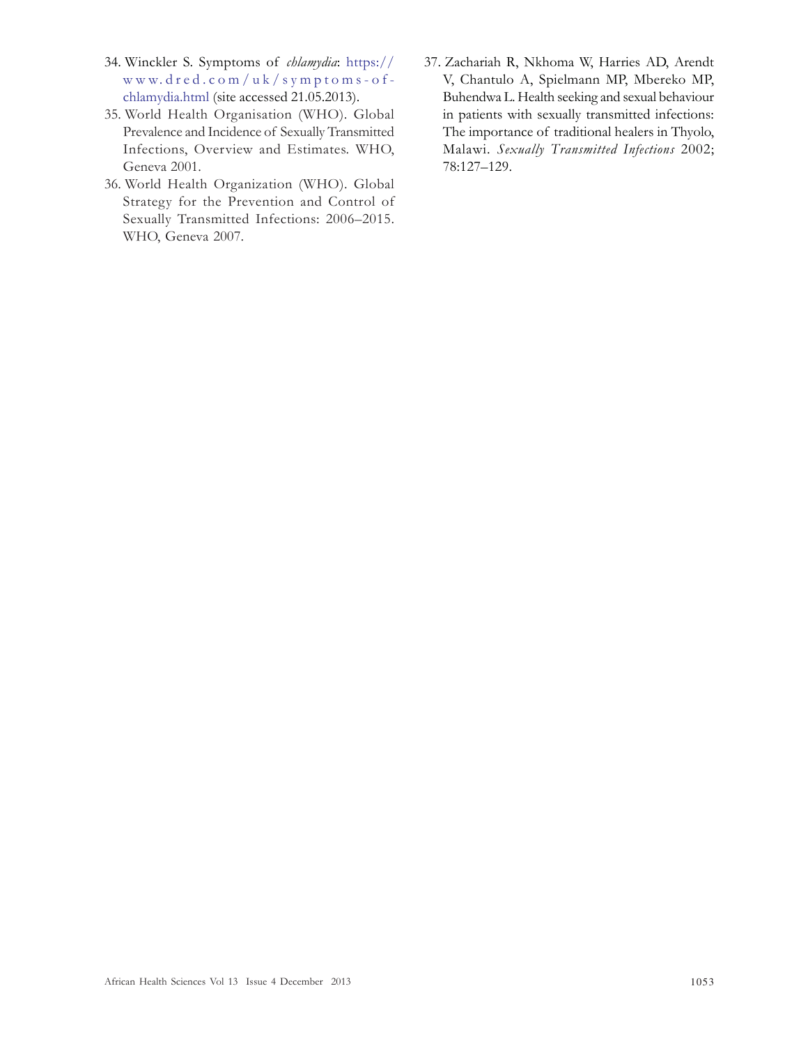34. Winckler S. Symptoms of *chlamydia*: https://www.dred.com/uk/symptoms-of-chlamydia.html (site accessed 21.05.2013).
35. World Health Organisation (WHO). Global Prevalence and Incidence of Sexually Transmitted Infections, Overview and Estimates. WHO, Geneva 2001.
36. World Health Organization (WHO). Global Strategy for the Prevention and Control of Sexually Transmitted Infections: 2006–2015. WHO, Geneva 2007.
37. Zachariah R, Nkhoma W, Harries AD, Arendt V, Chantulo A, Spielmann MP, Mbereko MP, Buhendwa L. Health seeking and sexual behaviour in patients with sexually transmitted infections: The importance of traditional healers in Thyolo, Malawi. *Sexually Transmitted Infections* 2002; 78:127–129.